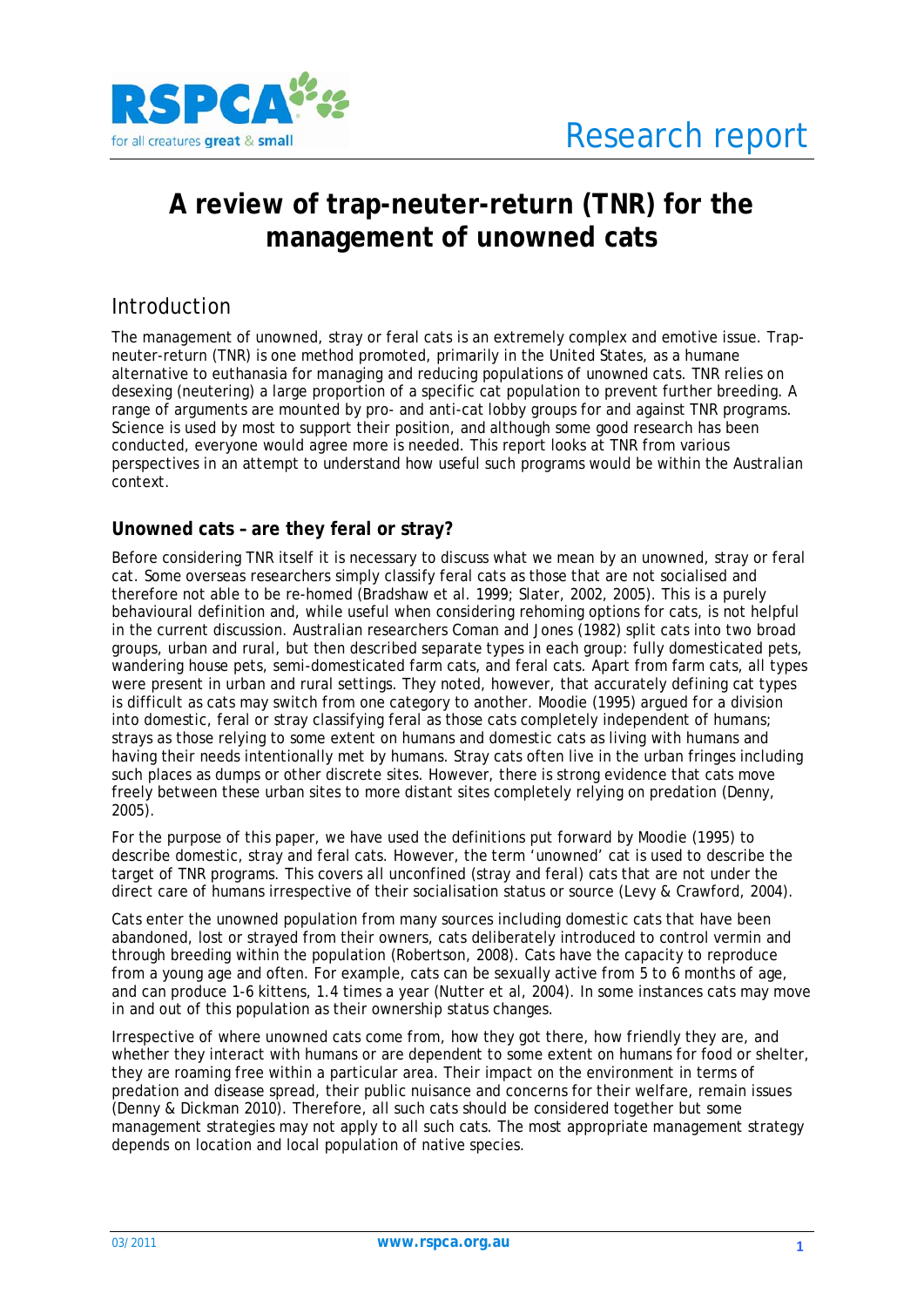Research report

# A review of trap-neuter-return (TNR) for the management of unowned cats

## Introduction

The management of unowned, stray or feral cats is an extremely complex and emotive issue. Trap-neuter-return (TNR) is one method promoted, primarily in the United States, as a humane alternative to euthanasia for managing and reducing populations of unowned cats. TNR relies on desexing (neutering) a large proportion of a specific cat population to prevent further breeding. A range of arguments are mounted by pro- and anti-cat lobby groups for and against TNR programs. Science is used by most to support their position, and although some good research has been conducted, everyone would agree more is needed. This report looks at TNR from various perspectives in an attempt to understand how useful such programs would be within the Australian context.

### Unowned cats – are they feral or stray?

Before considering TNR itself it is necessary to discuss what we mean by an unowned, stray or feral cat. Some overseas researchers simply classify feral cats as those that are not socialised and therefore not able to be re-homed (Bradshaw et al. 1999; Slater, 2002, 2005). This is a purely behavioural definition and, while useful when considering rehoming options for cats, is not helpful in the current discussion. Australian researchers Coman and Jones (1982) split cats into two broad groups, urban and rural, but then described separate types in each group: fully domesticated pets, wandering house pets, semi-domesticated farm cats, and feral cats. Apart from farm cats, all types were present in urban and rural settings. They noted, however, that accurately defining cat types is difficult as cats may switch from one category to another. Moodie (1995) argued for a division into domestic, feral or stray classifying feral as those cats completely independent of humans; strays as those relying to some extent on humans and domestic cats as living with humans and having their needs intentionally met by humans. Stray cats often live in the urban fringes including such places as dumps or other discrete sites. However, there is strong evidence that cats move freely between these urban sites to more distant sites completely relying on predation (Denny, 2005).

For the purpose of this paper, we have used the definitions put forward by Moodie (1995) to describe domestic, stray and feral cats. However, the term 'unowned' cat is used to describe the target of TNR programs. This covers all unconfined (stray and feral) cats that are not under the direct care of humans irrespective of their socialisation status or source (Levy & Crawford, 2004).

Cats enter the unowned population from many sources including domestic cats that have been abandoned, lost or strayed from their owners, cats deliberately introduced to control vermin and through breeding within the population (Robertson, 2008). Cats have the capacity to reproduce from a young age and often. For example, cats can be sexually active from 5 to 6 months of age, and can produce 1-6 kittens, 1.4 times a year (Nutter et al, 2004). In some instances cats may move in and out of this population as their ownership status changes.

Irrespective of where unowned cats come from, how they got there, how friendly they are, and whether they interact with humans or are dependent to some extent on humans for food or shelter, they are roaming free within a particular area. Their impact on the environment in terms of predation and disease spread, their public nuisance and concerns for their welfare, remain issues (Denny & Dickman 2010). Therefore, all such cats should be considered together but some management strategies may not apply to all such cats. The most appropriate management strategy depends on location and local population of native species.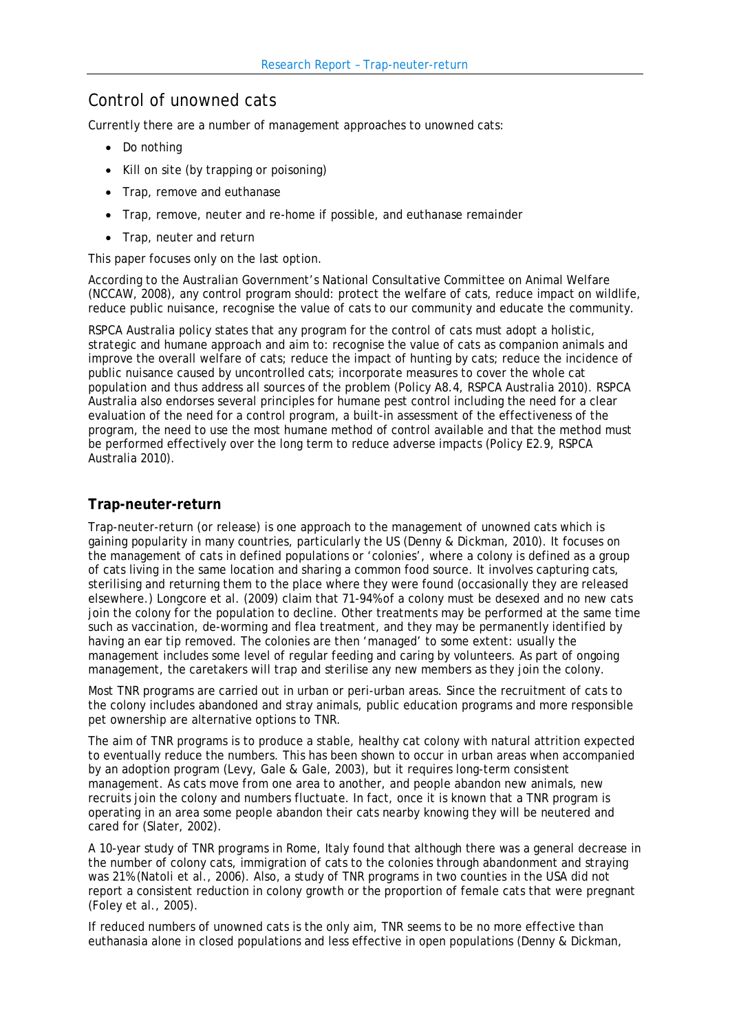## Control of unowned cats

Currently there are a number of management approaches to unowned cats:

- Do nothing
- Kill on site (by trapping or poisoning)
- Trap, remove and euthanase
- Trap, remove, neuter and re-home if possible, and euthanase remainder
- Trap, neuter and return

This paper focuses only on the last option.

According to the Australian Government's National Consultative Committee on Animal Welfare (NCCAW, 2008), any control program should: protect the welfare of cats, reduce impact on wildlife, reduce public nuisance, recognise the value of cats to our community and educate the community.

RSPCA Australia policy states that any program for the control of cats must adopt a holistic, strategic and humane approach and aim to: recognise the value of cats as companion animals and improve the overall welfare of cats; reduce the impact of hunting by cats; reduce the incidence of public nuisance caused by uncontrolled cats; incorporate measures to cover the whole cat population and thus address all sources of the problem (Policy A8.4, RSPCA Australia 2010). RSPCA Australia also endorses several principles for humane pest control including the need for a clear evaluation of the need for a control program, a built-in assessment of the effectiveness of the program, the need to use the most humane method of control available and that the method must be performed effectively over the long term to reduce adverse impacts (Policy E2.9, RSPCA Australia 2010).

### Trap-neuter-return

Trap-neuter-return (or release) is one approach to the management of unowned cats which is gaining popularity in many countries, particularly the US (Denny & Dickman, 2010). It focuses on the management of cats in defined populations or 'colonies', where a colony is defined as a group of cats living in the same location and sharing a common food source. It involves capturing cats, sterilising and returning them to the place where they were found (occasionally they are released elsewhere.) Longcore et al. (2009) claim that 71-94% of a colony must be desexed and no new cats join the colony for the population to decline. Other treatments may be performed at the same time such as vaccination, de-worming and flea treatment, and they may be permanently identified by having an ear tip removed. The colonies are then 'managed' to some extent: usually the management includes some level of regular feeding and caring by volunteers. As part of ongoing management, the caretakers will trap and sterilise any new members as they join the colony.

Most TNR programs are carried out in urban or peri-urban areas. Since the recruitment of cats to the colony includes abandoned and stray animals, public education programs and more responsible pet ownership are alternative options to TNR.

The aim of TNR programs is to produce a stable, healthy cat colony with natural attrition expected to eventually reduce the numbers. This has been shown to occur in urban areas when accompanied by an adoption program (Levy, Gale & Gale, 2003), but it requires long-term consistent management. As cats move from one area to another, and people abandon new animals, new recruits join the colony and numbers fluctuate. In fact, once it is known that a TNR program is operating in an area some people abandon their cats nearby knowing they will be neutered and cared for (Slater, 2002).

A 10-year study of TNR programs in Rome, Italy found that although there was a general decrease in the number of colony cats, immigration of cats to the colonies through abandonment and straying was 21% (Natoli et al., 2006). Also, a study of TNR programs in two counties in the USA did not report a consistent reduction in colony growth or the proportion of female cats that were pregnant (Foley et al., 2005).

If reduced numbers of unowned cats is the only aim, TNR seems to be no more effective than euthanasia alone in closed populations and less effective in open populations (Denny & Dickman,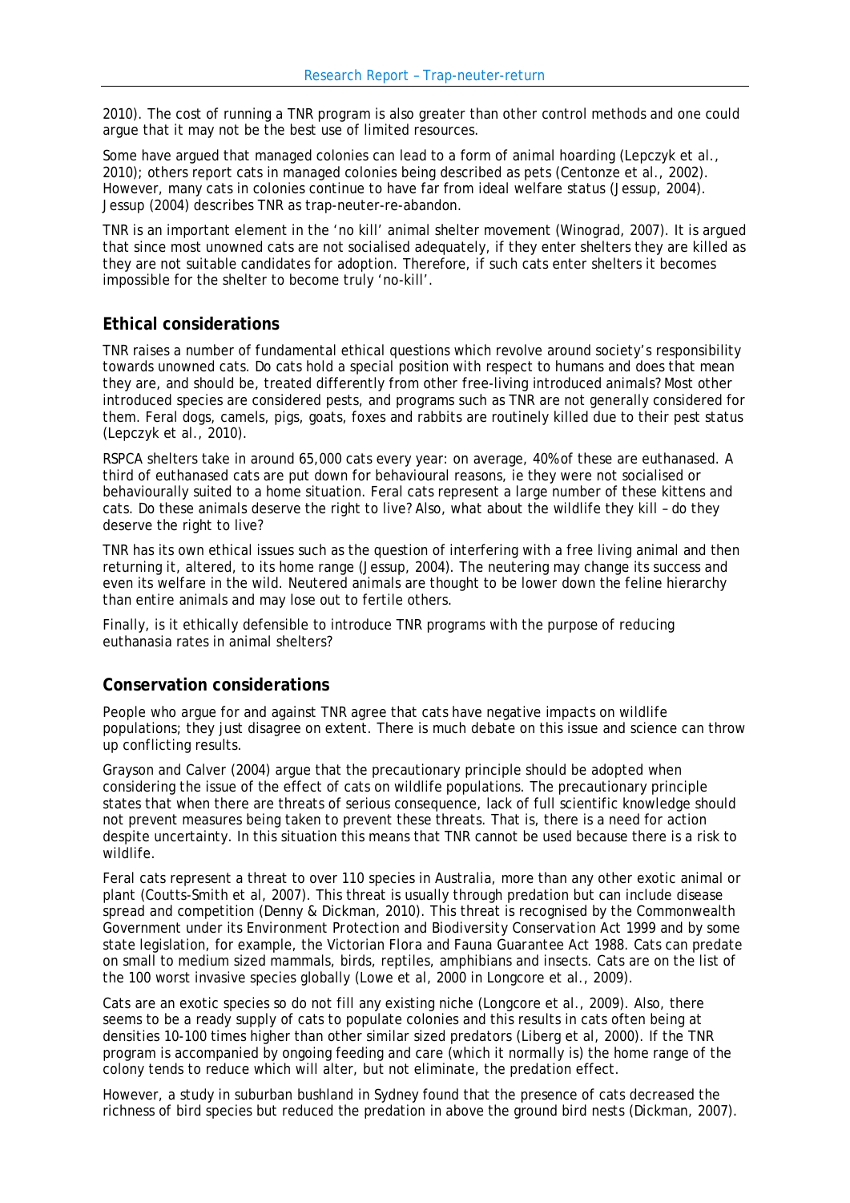2010). The cost of running a TNR program is also greater than other control methods and one could argue that it may not be the best use of limited resources.

Some have argued that managed colonies can lead to a form of animal hoarding (Lepczyk et al., 2010); others report cats in managed colonies being described as pets (Centonze et al., 2002). However, many cats in colonies continue to have far from ideal welfare status (Jessup, 2004). Jessup (2004) describes TNR as trap-neuter-re-abandon.

TNR is an important element in the 'no kill' animal shelter movement (Winograd, 2007). It is argued that since most unowned cats are not socialised adequately, if they enter shelters they are killed as they are not suitable candidates for adoption. Therefore, if such cats enter shelters it becomes impossible for the shelter to become truly 'no-kill'.

## Ethical considerations

TNR raises a number of fundamental ethical questions which revolve around society's responsibility towards unowned cats. Do cats hold a special position with respect to humans and does that mean they are, and should be, treated differently from other free-living introduced animals? Most other introduced species are considered pests, and programs such as TNR are not generally considered for them. Feral dogs, camels, pigs, goats, foxes and rabbits are routinely killed due to their pest status (Lepczyk et al., 2010).

RSPCA shelters take in around 65,000 cats every year: on average, 40% of these are euthanased. A third of euthanased cats are put down for behavioural reasons, ie they were not socialised or behaviourally suited to a home situation. Feral cats represent a large number of these kittens and cats. Do these animals deserve the right to live? Also, what about the wildlife they kill – do they deserve the right to live?

TNR has its own ethical issues such as the question of interfering with a free living animal and then returning it, altered, to its home range (Jessup, 2004). The neutering may change its success and even its welfare in the wild. Neutered animals are thought to be lower down the feline hierarchy than entire animals and may lose out to fertile others.

Finally, is it ethically defensible to introduce TNR programs with the purpose of reducing euthanasia rates in animal shelters?

## Conservation considerations

People who argue for and against TNR agree that cats have negative impacts on wildlife populations; they just disagree on extent. There is much debate on this issue and science can throw up conflicting results.

Grayson and Calver (2004) argue that the precautionary principle should be adopted when considering the issue of the effect of cats on wildlife populations. The precautionary principle states that when there are threats of serious consequence, lack of full scientific knowledge should not prevent measures being taken to prevent these threats. That is, there is a need for action despite uncertainty. In this situation this means that TNR cannot be used because there is a risk to wildlife.

Feral cats represent a threat to over 110 species in Australia, more than any other exotic animal or plant (Coutts-Smith et al, 2007). This threat is usually through predation but can include disease spread and competition (Denny & Dickman, 2010). This threat is recognised by the Commonwealth Government under its *Environment Protection and Biodiversity Conservation Act 1999* and by some state legislation, for example, the Victorian *Flora and Fauna Guarantee Act 1988*. Cats can predate on small to medium sized mammals, birds, reptiles, amphibians and insects. Cats are on the list of the 100 worst invasive species globally (Lowe et al, 2000 in Longcore et al., 2009).

Cats are an exotic species so do not fill any existing niche (Longcore et al., 2009). Also, there seems to be a ready supply of cats to populate colonies and this results in cats often being at densities 10-100 times higher than other similar sized predators (Liberg et al, 2000). If the TNR program is accompanied by ongoing feeding and care (which it normally is) the home range of the colony tends to reduce which will alter, but not eliminate, the predation effect.

However, a study in suburban bushland in Sydney found that the presence of cats decreased the richness of bird species but reduced the predation in above the ground bird nests (Dickman, 2007).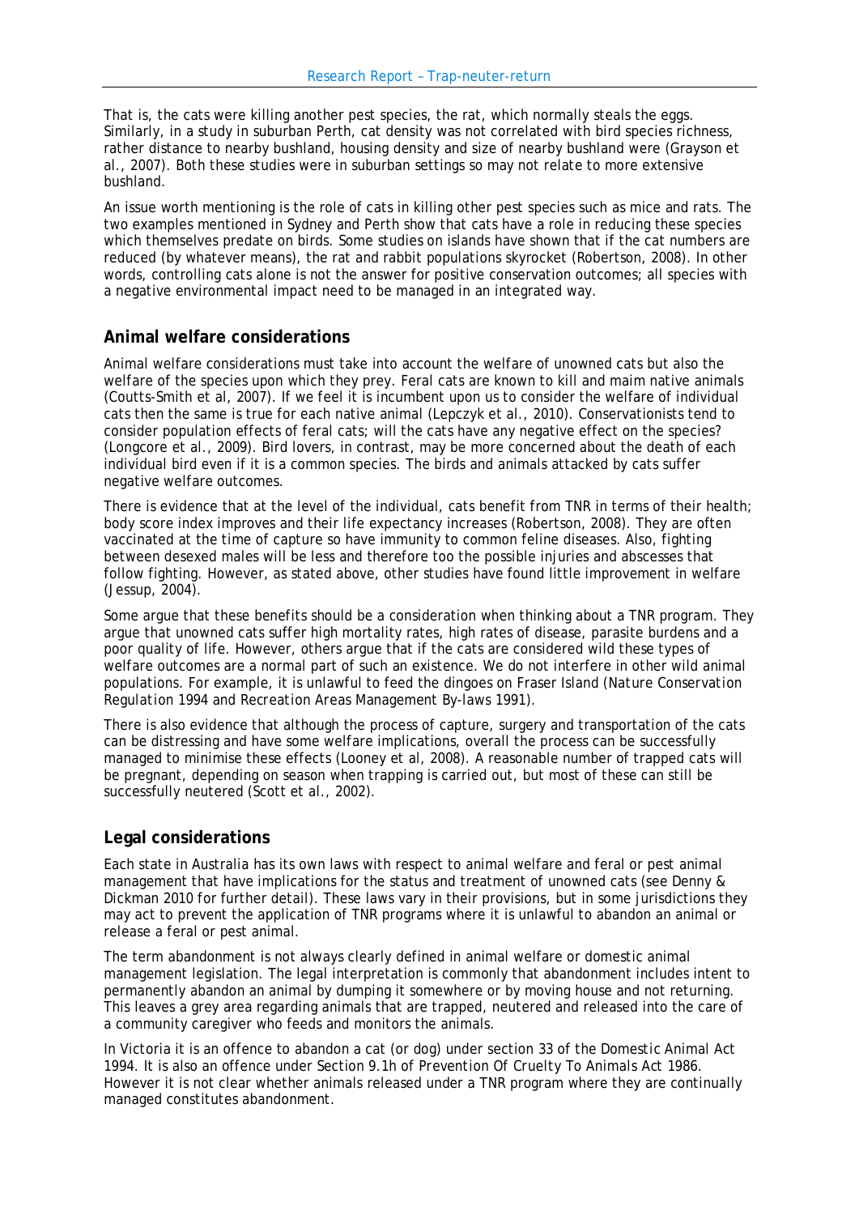That is, the cats were killing another pest species, the rat, which normally steals the eggs. Similarly, in a study in suburban Perth, cat density was not correlated with bird species richness, rather distance to nearby bushland, housing density and size of nearby bushland were (Grayson et al., 2007). Both these studies were in suburban settings so may not relate to more extensive bushland.

An issue worth mentioning is the role of cats in killing other pest species such as mice and rats. The two examples mentioned in Sydney and Perth show that cats have a role in reducing these species which themselves predate on birds. Some studies on islands have shown that if the cat numbers are reduced (by whatever means), the rat and rabbit populations skyrocket (Robertson, 2008). In other words, controlling cats alone is not the answer for positive conservation outcomes; all species with a negative environmental impact need to be managed in an integrated way.

## Animal welfare considerations

Animal welfare considerations must take into account the welfare of unowned cats but also the welfare of the species upon which they prey. Feral cats are known to kill and maim native animals (Coutts-Smith et al, 2007). If we feel it is incumbent upon us to consider the welfare of individual cats then the same is true for each native animal (Lepczyk et al., 2010). Conservationists tend to consider population effects of feral cats; will the cats have any negative effect on the species? (Longcore et al., 2009). Bird lovers, in contrast, may be more concerned about the death of each individual bird even if it is a common species. The birds and animals attacked by cats suffer negative welfare outcomes.

There is evidence that at the level of the individual, cats benefit from TNR in terms of their health; body score index improves and their life expectancy increases (Robertson, 2008). They are often vaccinated at the time of capture so have immunity to common feline diseases. Also, fighting between desexed males will be less and therefore too the possible injuries and abscesses that follow fighting. However, as stated above, other studies have found little improvement in welfare (Jessup, 2004).

Some argue that these benefits should be a consideration when thinking about a TNR program. They argue that unowned cats suffer high mortality rates, high rates of disease, parasite burdens and a poor quality of life. However, others argue that if the cats are considered wild these types of welfare outcomes are a normal part of such an existence. We do not interfere in other wild animal populations. For example, it is unlawful to feed the dingoes on Fraser Island (*Nature Conservation Regulation 1994* and *Recreation Areas Management By-laws 1991*).

There is also evidence that although the process of capture, surgery and transportation of the cats can be distressing and have some welfare implications, overall the process can be successfully managed to minimise these effects (Looney et al, 2008). A reasonable number of trapped cats will be pregnant, depending on season when trapping is carried out, but most of these can still be successfully neutered (Scott et al., 2002).

## Legal considerations

Each state in Australia has its own laws with respect to animal welfare and feral or pest animal management that have implications for the status and treatment of unowned cats (see Denny & Dickman 2010 for further detail). These laws vary in their provisions, but in some jurisdictions they may act to prevent the application of TNR programs where it is unlawful to abandon an animal or release a feral or pest animal.

The term abandonment is not always clearly defined in animal welfare or domestic animal management legislation. The legal interpretation is commonly that abandonment includes intent to permanently abandon an animal by dumping it somewhere or by moving house and not returning. This leaves a grey area regarding animals that are trapped, neutered and released into the care of a community caregiver who feeds and monitors the animals.

In Victoria it is an offence to abandon a cat (or dog) under section 33 of the *Domestic Animal Act 1994*. It is also an offence under Section 9.1h of *Prevention Of Cruelty To Animals Act 1986*. However it is not clear whether animals released under a TNR program where they are continually managed constitutes abandonment.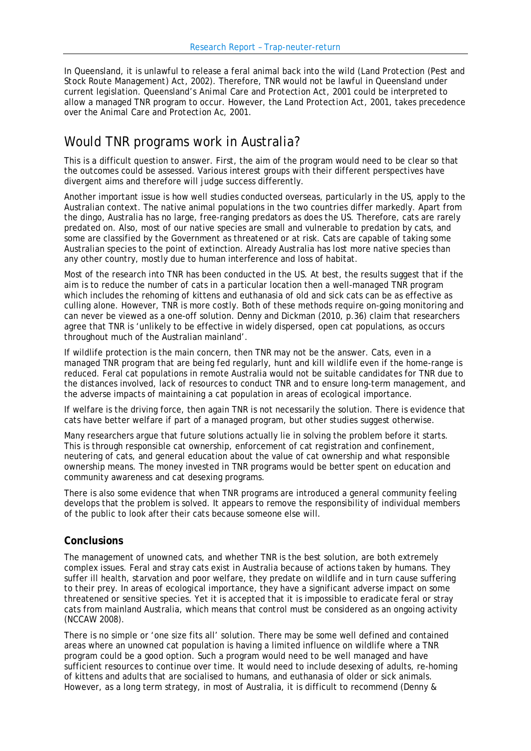In Queensland, it is unlawful to release a feral animal back into the wild (*Land Protection (Pest and Stock Route Management) Act, 2002*). Therefore, TNR would not be lawful in Queensland under current legislation. Queensland's *Animal Care and Protection Act, 2001* could be interpreted to allow a managed TNR program to occur. However, the *Land Protection Act, 2001*, takes precedence over the *Animal Care and Protection Ac, 2001*.

## Would TNR programs work in Australia?

This is a difficult question to answer. First, the aim of the program would need to be clear so that the outcomes could be assessed. Various interest groups with their different perspectives have divergent aims and therefore will judge success differently.

Another important issue is how well studies conducted overseas, particularly in the US, apply to the Australian context. The native animal populations in the two countries differ markedly. Apart from the dingo, Australia has no large, free-ranging predators as does the US. Therefore, cats are rarely predated on. Also, most of our native species are small and vulnerable to predation by cats, and some are classified by the Government as threatened or at risk. Cats are capable of taking some Australian species to the point of extinction. Already Australia has lost more native species than any other country, mostly due to human interference and loss of habitat.

Most of the research into TNR has been conducted in the US. At best, the results suggest that if the aim is to reduce the number of cats in a particular location then a well-managed TNR program which includes the rehoming of kittens and euthanasia of old and sick cats can be as effective as culling alone. However, TNR is more costly. Both of these methods require on-going monitoring and can never be viewed as a one-off solution. Denny and Dickman (2010, p.36) claim that researchers agree that TNR is 'unlikely to be effective in widely dispersed, open cat populations, as occurs throughout much of the Australian mainland'.

If wildlife protection is the main concern, then TNR may not be the answer. Cats, even in a managed TNR program that are being fed regularly, hunt and kill wildlife even if the home-range is reduced. Feral cat populations in remote Australia would not be suitable candidates for TNR due to the distances involved, lack of resources to conduct TNR and to ensure long-term management, and the adverse impacts of maintaining a cat population in areas of ecological importance.

If welfare is the driving force, then again TNR is not necessarily the solution. There is evidence that cats have better welfare if part of a managed program, but other studies suggest otherwise.

Many researchers argue that future solutions actually lie in solving the problem before it starts. This is through responsible cat ownership, enforcement of cat registration and confinement, neutering of cats, and general education about the value of cat ownership and what responsible ownership means. The money invested in TNR programs would be better spent on education and community awareness and cat desexing programs.

There is also some evidence that when TNR programs are introduced a general community feeling develops that the problem is solved. It appears to remove the responsibility of individual members of the public to look after their cats because someone else will.

### Conclusions

The management of unowned cats, and whether TNR is the best solution, are both extremely complex issues. Feral and stray cats exist in Australia because of actions taken by humans. They suffer ill health, starvation and poor welfare, they predate on wildlife and in turn cause suffering to their prey. In areas of ecological importance, they have a significant adverse impact on some threatened or sensitive species. Yet it is accepted that it is impossible to eradicate feral or stray cats from mainland Australia, which means that control must be considered as an ongoing activity (NCCAW 2008).

There is no simple or 'one size fits all' solution. There may be some well defined and contained areas where an unowned cat population is having a limited influence on wildlife where a TNR program could be a good option. Such a program would need to be well managed and have sufficient resources to continue over time. It would need to include desexing of adults, re-homing of kittens and adults that are socialised to humans, and euthanasia of older or sick animals. However, as a long term strategy, in most of Australia, it is difficult to recommend (Denny &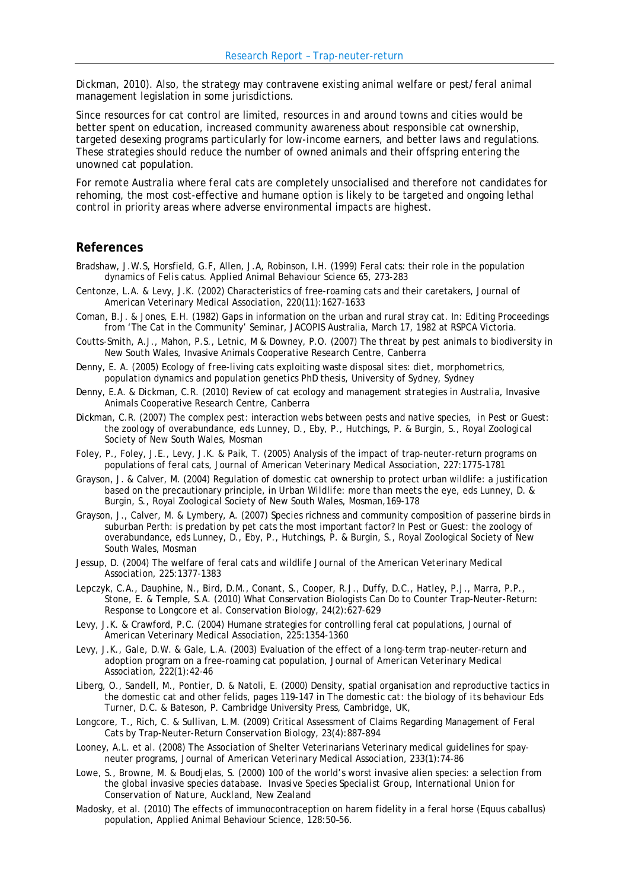Dickman, 2010). Also, the strategy may contravene existing animal welfare or pest/feral animal management legislation in some jurisdictions.

Since resources for cat control are limited, resources in and around towns and cities would be better spent on education, increased community awareness about responsible cat ownership, targeted desexing programs particularly for low-income earners, and better laws and regulations. These strategies should reduce the number of owned animals and their offspring entering the unowned cat population.

For remote Australia where feral cats are completely unsocialised and therefore not candidates for rehoming, the most cost-effective and humane option is likely to be targeted and ongoing lethal control in priority areas where adverse environmental impacts are highest.

## References

Bradshaw, J.W.S, Horsfield, G.F, Allen, J.A, Robinson, I.H. (1999) Feral cats: their role in the population dynamics of *Felis catus*. *Applied Animal Behaviour Science* 65, 273-283

Centonze, L.A. & Levy, J.K. (2002) Characteristics of free-roaming cats and their caretakers, *Journal of American Veterinary Medical Association*, 220(11):1627-1633

Coman, B.J. & Jones, E.H. (1982) Gaps in information on the urban and rural stray cat. In: Editing Proceedings from 'The Cat in the Community' Seminar, JACOPIS Australia, March 17, 1982 at RSPCA Victoria.

Coutts-Smith, A.J., Mahon, P.S., Letnic, M & Downey, P.O. (2007) *The threat by pest animals to biodiversity in New South Wales*, Invasive Animals Cooperative Research Centre, Canberra

Denny, E. A. (2005) *Ecology of free-living cats exploiting waste disposal sites: diet, morphometrics, population dynamics and population genetics* PhD thesis, University of Sydney, Sydney

Denny, E.A. & Dickman, C.R. (2010) *Review of cat ecology and management strategies in Australia*, Invasive Animals Cooperative Research Centre, Canberra

Dickman, C.R. (2007) The complex pest: interaction webs between pests and native species, in *Pest or Guest: the zoology of overabundance*, eds Lunney, D., Eby, P., Hutchings, P. & Burgin, S., Royal Zoological Society of New South Wales, Mosman

Foley, P., Foley, J.E., Levy, J.K. & Paik, T. (2005) Analysis of the impact of trap-neuter-return programs on populations of feral cats, *Journal of American Veterinary Medical Association*, 227:1775-1781

Grayson, J. & Calver, M. (2004) Regulation of domestic cat ownership to protect urban wildlife: a justification based on the precautionary principle, in *Urban Wildlife: more than meets the eye*, eds Lunney, D. & Burgin, S., Royal Zoological Society of New South Wales, Mosman,169-178

Grayson, J., Calver, M. & Lymbery, A. (2007) Species richness and community composition of passerine birds in suburban Perth: is predation by pet cats the most important factor? In *Pest or Guest: the zoology of overabundance*, eds Lunney, D., Eby, P., Hutchings, P. & Burgin, S., Royal Zoological Society of New South Wales, Mosman

Jessup, D. (2004) The welfare of feral cats and wildlife *Journal of the American Veterinary Medical Association*, 225:1377-1383

Lepczyk, C.A., Dauphine, N., Bird, D.M., Conant, S., Cooper, R.J., Duffy, D.C., Hatley, P.J., Marra, P.P., Stone, E. & Temple, S.A. (2010) What Conservation Biologists Can Do to Counter Trap-Neuter-Return: Response to Longcore et al. *Conservation Biology*, 24(2):627-629

Levy, J.K. & Crawford, P.C. (2004) Humane strategies for controlling feral cat populations, *Journal of American Veterinary Medical Association*, 225:1354-1360

Levy, J.K., Gale, D.W. & Gale, L.A. (2003) Evaluation of the effect of a long-term trap-neuter-return and adoption program on a free-roaming cat population, *Journal of American Veterinary Medical Association*, 222(1):42-46

Liberg, O., Sandell, M., Pontier, D. & Natoli, E. (2000) Density, spatial organisation and reproductive tactics in the domestic cat and other felids, pages 119-147 in *The domestic cat: the biology of its behaviour* Eds Turner, D.C. & Bateson, P. Cambridge University Press, Cambridge, UK,

Longcore, T., Rich, C. & Sullivan, L.M. (2009) Critical Assessment of Claims Regarding Management of Feral Cats by Trap-Neuter-Return *Conservation Biology*, 23(4):887-894

Looney, A.L. et al. (2008) The Association of Shelter Veterinarians Veterinary medical guidelines for spay-neuter programs, *Journal of American Veterinary Medical Association*, 233(1):74-86

Lowe, S., Browne, M. & Boudjelas, S. (2000) 100 of the world's worst invasive alien species: a selection from the global invasive species database. *Invasive Species Specialist Group, International Union for Conservation of Nature*, Auckland, New Zealand

Madosky, et al. (2010) The effects of immunocontraception on harem fidelity in a feral horse (*Equus caballus*) population, *Applied Animal Behaviour Science*, 128:50–56.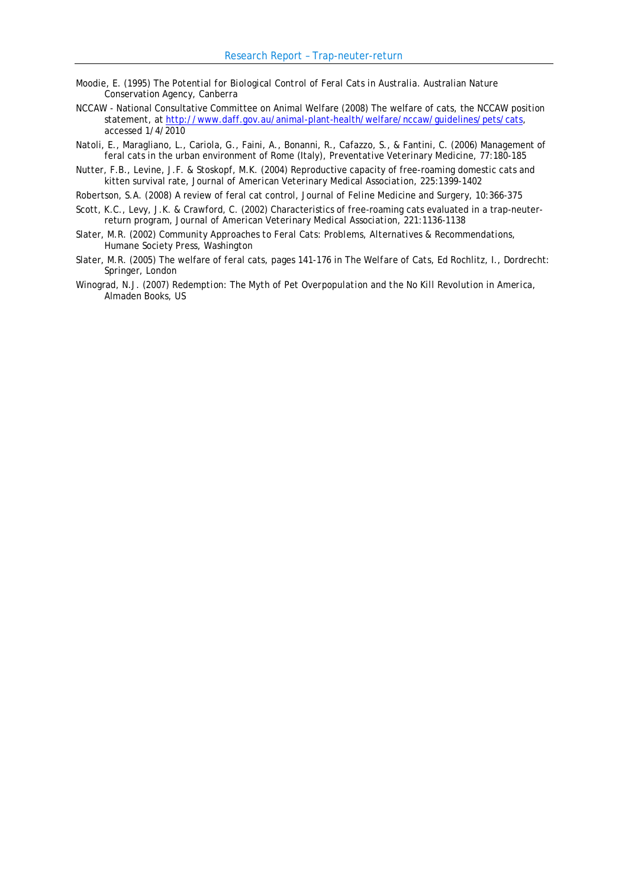Moodie, E. (1995) *The Potential for Biological Control of Feral Cats in Australia*. Australian Nature Conservation Agency, Canberra

NCCAW - National Consultative Committee on Animal Welfare (2008) The welfare of cats, the NCCAW position statement, at http://www.daff.gov.au/animal-plant-health/welfare/nccaw/guidelines/pets/cats, accessed 1/4/2010

Natoli, E., Maragliano, L., Cariola, G., Faini, A., Bonanni, R., Cafazzo, S., & Fantini, C. (2006) Management of feral cats in the urban environment of Rome (Italy), *Preventative Veterinary Medicine*, 77:180-185

Nutter, F.B., Levine, J.F. & Stoskopf, M.K. (2004) Reproductive capacity of free-roaming domestic cats and kitten survival rate, *Journal of American Veterinary Medical Association*, 225:1399-1402

Robertson, S.A. (2008) A review of feral cat control, *Journal of Feline Medicine and Surgery*, 10:366-375

Scott, K.C., Levy, J.K. & Crawford, C. (2002) Characteristics of free-roaming cats evaluated in a trap-neuter-return program, *Journal of American Veterinary Medical Association*, 221:1136-1138

Slater, M.R. (2002) *Community Approaches to Feral Cats: Problems, Alternatives & Recommendations*, Humane Society Press, Washington

Slater, M.R. (2005) The welfare of feral cats, pages 141-176 in *The Welfare of Cats*, Ed Rochlitz, I., Dordrecht: Springer, London

Winograd, N.J. (2007) *Redemption: The Myth of Pet Overpopulation and the No Kill Revolution in America*, Almaden Books, US